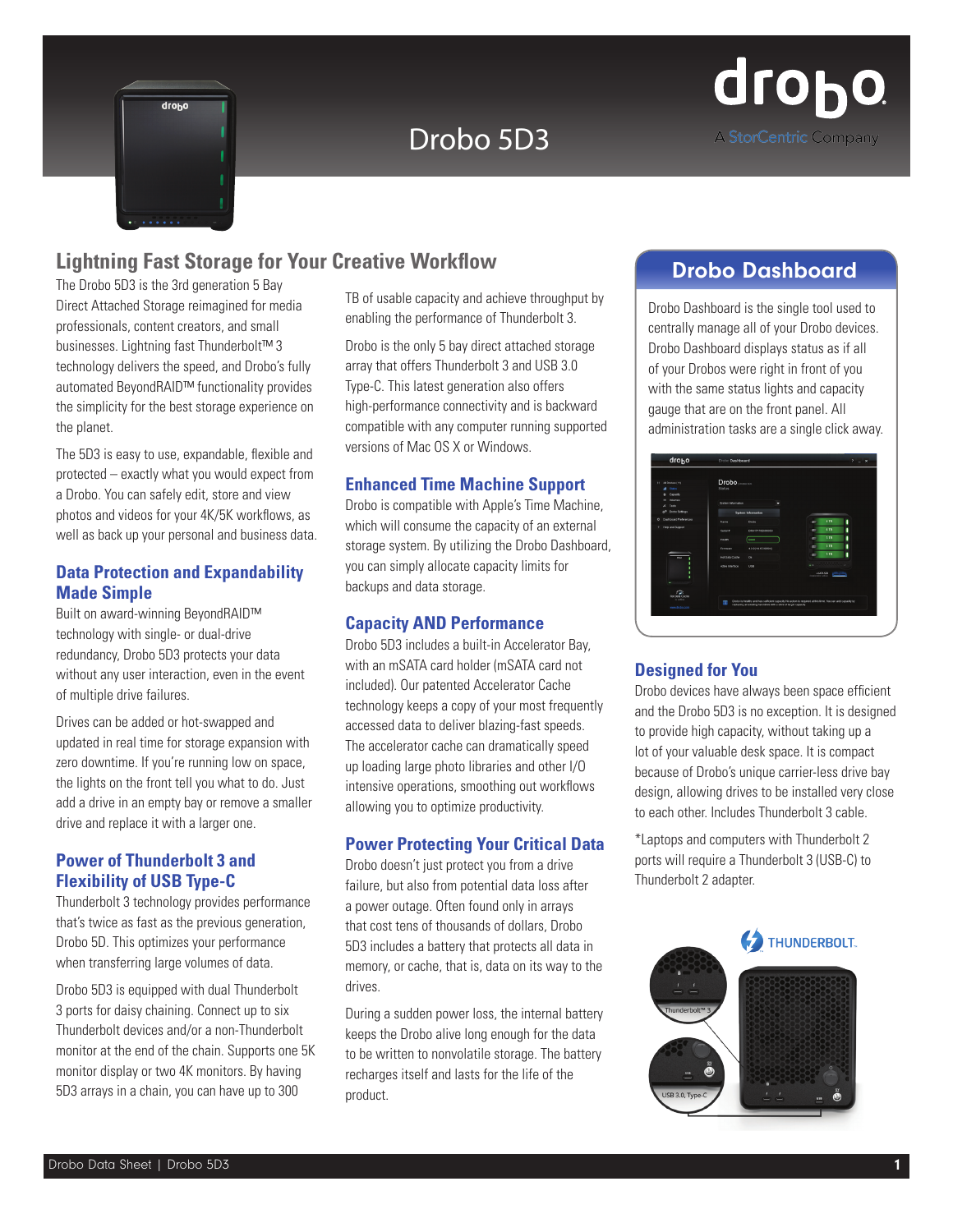# Drobo 5D3

drobo
A StorCentric Company

## Lightning Fast Storage for Your Creative Workflow

The Drobo 5D3 is the 3rd generation 5 Bay Direct Attached Storage reimagined for media professionals, content creators, and small businesses. Lightning fast Thunderbolt™ 3 technology delivers the speed, and Drobo's fully automated BeyondRAID™ functionality provides the simplicity for the best storage experience on the planet.

The 5D3 is easy to use, expandable, flexible and protected – exactly what you would expect from a Drobo. You can safely edit, store and view photos and videos for your 4K/5K workflows, as well as back up your personal and business data.

### Data Protection and Expandability Made Simple

Built on award-winning BeyondRAID™ technology with single- or dual-drive redundancy, Drobo 5D3 protects your data without any user interaction, even in the event of multiple drive failures.

Drives can be added or hot-swapped and updated in real time for storage expansion with zero downtime. If you're running low on space, the lights on the front tell you what to do. Just add a drive in an empty bay or remove a smaller drive and replace it with a larger one.

### Power of Thunderbolt 3 and Flexibility of USB Type-C

Thunderbolt 3 technology provides performance that's twice as fast as the previous generation, Drobo 5D. This optimizes your performance when transferring large volumes of data.

Drobo 5D3 is equipped with dual Thunderbolt 3 ports for daisy chaining. Connect up to six Thunderbolt devices and/or a non-Thunderbolt monitor at the end of the chain. Supports one 5K monitor display or two 4K monitors. By having 5D3 arrays in a chain, you can have up to 300 TB of usable capacity and achieve throughput by enabling the performance of Thunderbolt 3.

Drobo is the only 5 bay direct attached storage array that offers Thunderbolt 3 and USB 3.0 Type-C. This latest generation also offers high-performance connectivity and is backward compatible with any computer running supported versions of Mac OS X or Windows.

### Enhanced Time Machine Support

Drobo is compatible with Apple's Time Machine, which will consume the capacity of an external storage system. By utilizing the Drobo Dashboard, you can simply allocate capacity limits for backups and data storage.

### Capacity AND Performance

Drobo 5D3 includes a built-in Accelerator Bay, with an mSATA card holder (mSATA card not included). Our patented Accelerator Cache technology keeps a copy of your most frequently accessed data to deliver blazing-fast speeds. The accelerator cache can dramatically speed up loading large photo libraries and other I/O intensive operations, smoothing out workflows allowing you to optimize productivity.

### Power Protecting Your Critical Data

Drobo doesn't just protect you from a drive failure, but also from potential data loss after a power outage. Often found only in arrays that cost tens of thousands of dollars, Drobo 5D3 includes a battery that protects all data in memory, or cache, that is, data on its way to the drives.

During a sudden power loss, the internal battery keeps the Drobo alive long enough for the data to be written to nonvolatile storage. The battery recharges itself and lasts for the life of the product.

### Drobo Dashboard

Drobo Dashboard is the single tool used to centrally manage all of your Drobo devices. Drobo Dashboard displays status as if all of your Drobos were right in front of you with the same status lights and capacity gauge that are on the front panel. All administration tasks are a single click away.

### Designed for You

Drobo devices have always been space efficient and the Drobo 5D3 is no exception. It is designed to provide high capacity, without taking up a lot of your valuable desk space. It is compact because of Drobo's unique carrier-less drive bay design, allowing drives to be installed very close to each other. Includes Thunderbolt 3 cable.

*Laptops and computers with Thunderbolt 2 ports will require a Thunderbolt 3 (USB-C) to Thunderbolt 2 adapter.

THUNDERBOLT.

Thunderbolt™ 3

USB 3.0, Type-C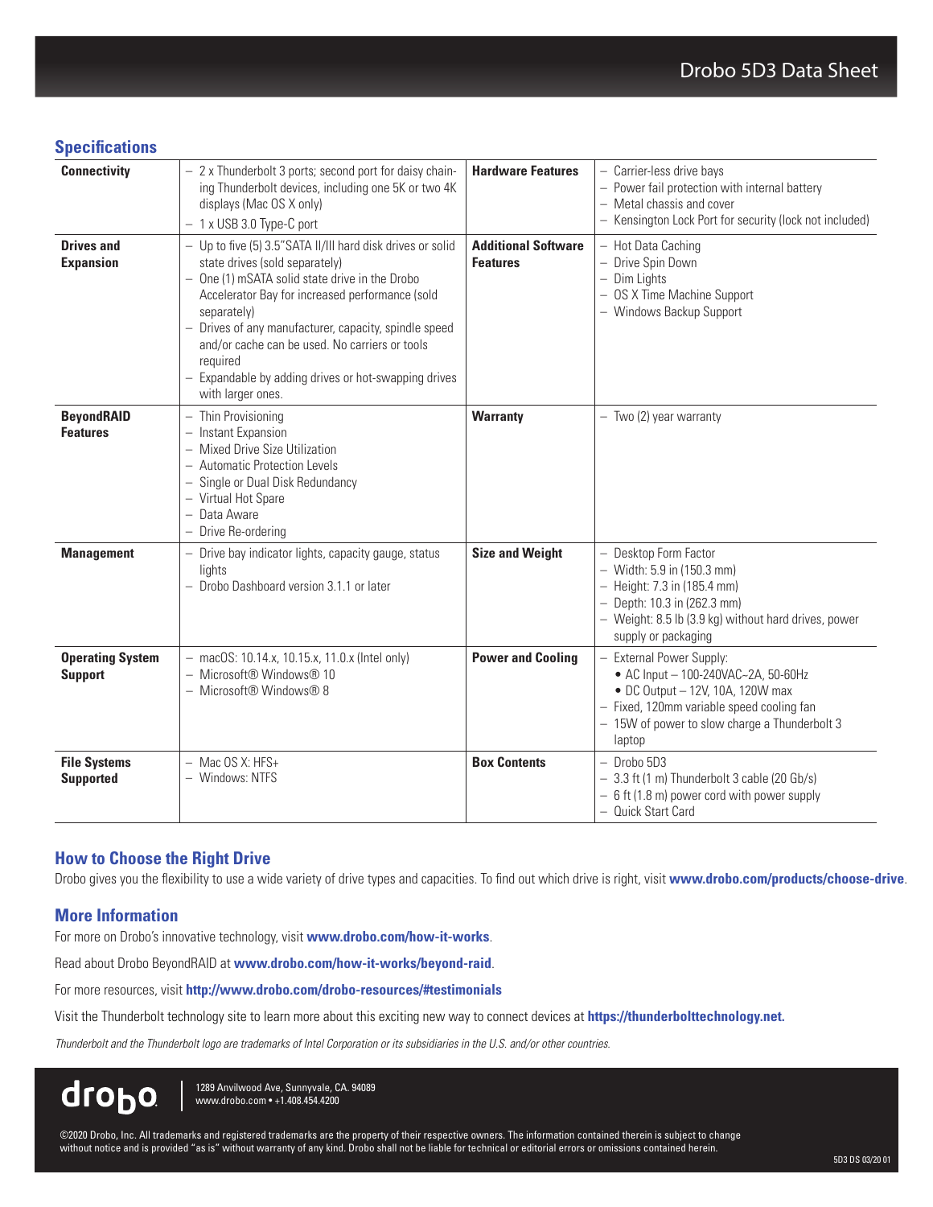## Specifications

| | | | |
|---|---|---|---|
| **Connectivity** | – 2 x Thunderbolt 3 ports; second port for daisy chaining Thunderbolt devices, including one 5K or two 4K displays (Mac OS X only)<br>– 1 x USB 3.0 Type-C port | **Hardware Features** | – Carrier-less drive bays<br>– Power fail protection with internal battery<br>– Metal chassis and cover<br>– Kensington Lock Port for security (lock not included) |
| **Drives and Expansion** | – Up to five (5) 3.5"SATA II/III hard disk drives or solid state drives (sold separately)<br>– One (1) mSATA solid state drive in the Drobo Accelerator Bay for increased performance (sold separately)<br>– Drives of any manufacturer, capacity, spindle speed and/or cache can be used. No carriers or tools required<br>– Expandable by adding drives or hot-swapping drives with larger ones. | **Additional Software Features** | – Hot Data Caching<br>– Drive Spin Down<br>– Dim Lights<br>– OS X Time Machine Support<br>– Windows Backup Support |
| **BeyondRAID Features** | – Thin Provisioning<br>– Instant Expansion<br>– Mixed Drive Size Utilization<br>– Automatic Protection Levels<br>– Single or Dual Disk Redundancy<br>– Virtual Hot Spare<br>– Data Aware<br>– Drive Re-ordering | **Warranty** | – Two (2) year warranty |
| **Management** | – Drive bay indicator lights, capacity gauge, status lights<br>– Drobo Dashboard version 3.1.1 or later | **Size and Weight** | – Desktop Form Factor<br>– Width: 5.9 in (150.3 mm)<br>– Height: 7.3 in (185.4 mm)<br>– Depth: 10.3 in (262.3 mm)<br>– Weight: 8.5 lb (3.9 kg) without hard drives, power supply or packaging |
| **Operating System Support** | – macOS: 10.14.x, 10.15.x, 11.0.x (Intel only)<br>– Microsoft® Windows® 10<br>– Microsoft® Windows® 8 | **Power and Cooling** | – External Power Supply:<br>• AC Input – 100-240VAC~2A, 50-60Hz<br>• DC Output – 12V, 10A, 120W max<br>– Fixed, 120mm variable speed cooling fan<br>– 15W of power to slow charge a Thunderbolt 3 laptop |
| **File Systems Supported** | – Mac OS X: HFS+<br>– Windows: NTFS | **Box Contents** | – Drobo 5D3<br>– 3.3 ft (1 m) Thunderbolt 3 cable (20 Gb/s)<br>– 6 ft (1.8 m) power cord with power supply<br>– Quick Start Card |

## How to Choose the Right Drive

Drobo gives you the flexibility to use a wide variety of drive types and capacities. To find out which drive is right, visit **www.drobo.com/products/choose-drive**.

## More Information

For more on Drobo's innovative technology, visit **www.drobo.com/how-it-works**.

Read about Drobo BeyondRAID at **www.drobo.com/how-it-works/beyond-raid**.

For more resources, visit **http://www.drobo.com/drobo-resources/#testimonials**

Visit the Thunderbolt technology site to learn more about this exciting new way to connect devices at **https://thunderbolttechnology.net.**

*Thunderbolt and the Thunderbolt logo are trademarks of Intel Corporation or its subsidiaries in the U.S. and/or other countries.*

drobo

1289 Anvilwood Ave, Sunnyvale, CA. 94089
www.drobo.com • +1.408.454.4200

©2020 Drobo, Inc. All trademarks and registered trademarks are the property of their respective owners. The information contained therein is subject to change without notice and is provided "as is" without warranty of any kind. Drobo shall not be liable for technical or editorial errors or omissions contained herein.

5D3 DS 03/20 01